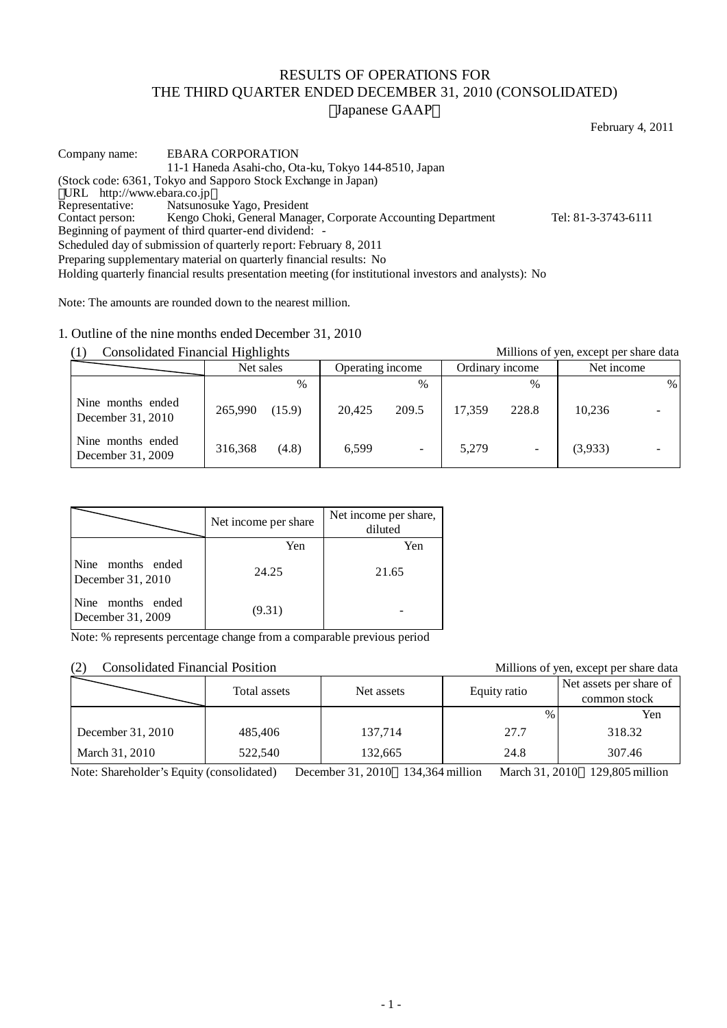# RESULTS OF OPERATIONS FOR THE THIRD QUARTER ENDED DECEMBER 31, 2010 (CONSOLIDATED)

（Japanese GAAP）

February 4, 2011

Company name: EBARA CORPORATION
11-1 Haneda Asahi-cho, Ota-ku, Tokyo 144-8510, Japan
(Stock code: 6361, Tokyo and Sapporo Stock Exchange in Japan)
（URL http://www.ebara.co.jp）
Representative: Natsunosuke Yago, President
Contact person: Kengo Choki, General Manager, Corporate Accounting Department Tel: 81-3-3743-6111
Beginning of payment of third quarter-end dividend: -
Scheduled day of submission of quarterly report: February 8, 2011
Preparing supplementary material on quarterly financial results: No
Holding quarterly financial results presentation meeting (for institutional investors and analysts): No

Note: The amounts are rounded down to the nearest million.

## 1. Outline of the nine months ended December 31, 2010

### (1) Consolidated Financial Highlights

Millions of yen, except per share data

| | Net sales | | Operating income | | Ordinary income | | Net income | |
|---|---|---|---|---|---|---|---|---|
| | | % | | % | | % | | % |
| Nine months ended December 31, 2010 | 265,990 | (15.9) | 20,425 | 209.5 | 17,359 | 228.8 | 10,236 | - |
| Nine months ended December 31, 2009 | 316,368 | (4.8) | 6,599 | - | 5,279 | - | (3,933) | - |

| | Net income per share | Net income per share, diluted |
|---|---|---|
| | Yen | Yen |
| Nine months ended December 31, 2010 | 24.25 | 21.65 |
| Nine months ended December 31, 2009 | (9.31) | - |

Note: % represents percentage change from a comparable previous period

### (2) Consolidated Financial Position

Millions of yen, except per share data

| | Total assets | Net assets | Equity ratio | Net assets per share of common stock |
|---|---|---|---|---|
| | | | % | Yen |
| December 31, 2010 | 485,406 | 137,714 | 27.7 | 318.32 |
| March 31, 2010 | 522,540 | 132,665 | 24.8 | 307.46 |

Note: Shareholder's Equity (consolidated) December 31, 2010：134,364 million March 31, 2010：129,805 million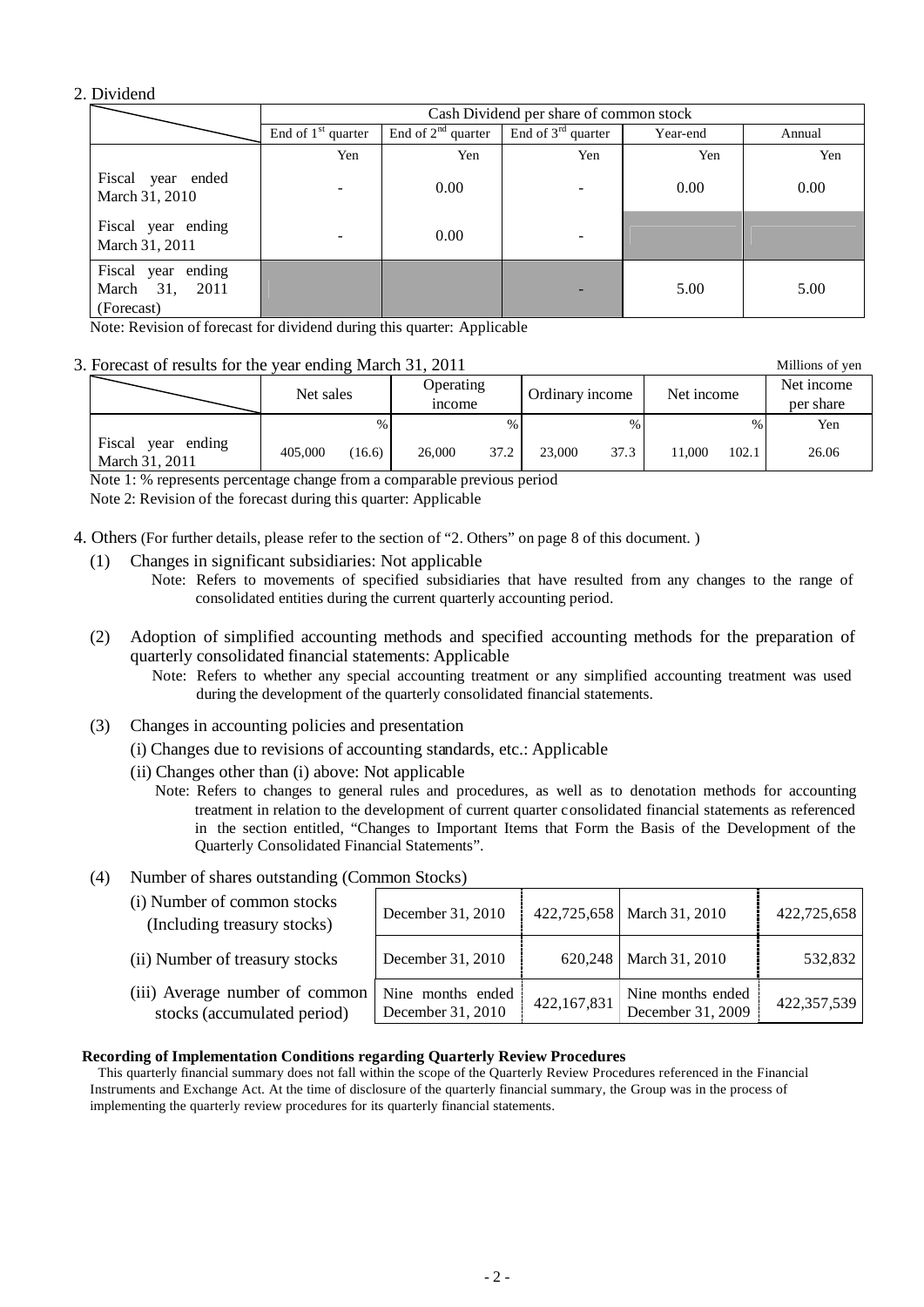2. Dividend

| | Cash Dividend per share of common stock | | | | |
|---|---|---|---|---|---|
| | End of 1st quarter | End of 2nd quarter | End of 3rd quarter | Year-end | Annual |
| | Yen | Yen | Yen | Yen | Yen |
| Fiscal year ended March 31, 2010 | - | 0.00 | - | 0.00 | 0.00 |
| Fiscal year ending March 31, 2011 | - | 0.00 | - | | |
| Fiscal year ending March 31, 2011 (Forecast) | | | - | 5.00 | 5.00 |

Note: Revision of forecast for dividend during this quarter: Applicable

3. Forecast of results for the year ending March 31, 2011

Millions of yen

| | Net sales | | Operating income | | Ordinary income | | Net income | | Net income per share |
|---|---|---|---|---|---|---|---|---|---|
| | | % | | % | | % | | % | Yen |
| Fiscal year ending March 31, 2011 | 405,000 | (16.6) | 26,000 | 37.2 | 23,000 | 37.3 | 11,000 | 102.1 | 26.06 |

Note 1: % represents percentage change from a comparable previous period

Note 2: Revision of the forecast during this quarter: Applicable

4. Others (For further details, please refer to the section of "2. Others" on page 8 of this document. )

(1) Changes in significant subsidiaries: Not applicable

Note: Refers to movements of specified subsidiaries that have resulted from any changes to the range of consolidated entities during the current quarterly accounting period.

(2) Adoption of simplified accounting methods and specified accounting methods for the preparation of quarterly consolidated financial statements: Applicable

Note: Refers to whether any special accounting treatment or any simplified accounting treatment was used during the development of the quarterly consolidated financial statements.

(3) Changes in accounting policies and presentation

(i) Changes due to revisions of accounting standards, etc.: Applicable

(ii) Changes other than (i) above: Not applicable

Note: Refers to changes to general rules and procedures, as well as to denotation methods for accounting treatment in relation to the development of current quarter consolidated financial statements as referenced in the section entitled, "Changes to Important Items that Form the Basis of the Development of the Quarterly Consolidated Financial Statements".

(4) Number of shares outstanding (Common Stocks)

| | | | | |
|---|---|---|---|---|
| (i) Number of common stocks (Including treasury stocks) | December 31, 2010 | 422,725,658 | March 31, 2010 | 422,725,658 |
| (ii) Number of treasury stocks | December 31, 2010 | 620,248 | March 31, 2010 | 532,832 |
| (iii) Average number of common stocks (accumulated period) | Nine months ended December 31, 2010 | 422,167,831 | Nine months ended December 31, 2009 | 422,357,539 |

**Recording of Implementation Conditions regarding Quarterly Review Procedures**

This quarterly financial summary does not fall within the scope of the Quarterly Review Procedures referenced in the Financial Instruments and Exchange Act. At the time of disclosure of the quarterly financial summary, the Group was in the process of implementing the quarterly review procedures for its quarterly financial statements.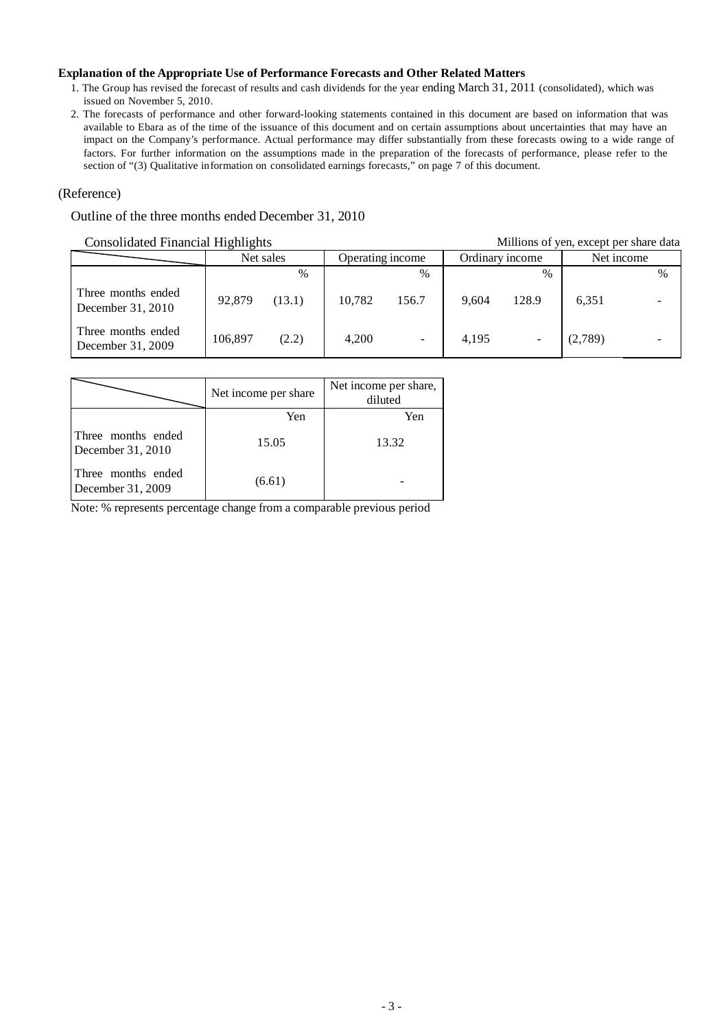**Explanation of the Appropriate Use of Performance Forecasts and Other Related Matters**

1. The Group has revised the forecast of results and cash dividends for the year ending March 31, 2011 (consolidated), which was issued on November 5, 2010.
2. The forecasts of performance and other forward-looking statements contained in this document are based on information that was available to Ebara as of the time of the issuance of this document and on certain assumptions about uncertainties that may have an impact on the Company's performance. Actual performance may differ substantially from these forecasts owing to a wide range of factors. For further information on the assumptions made in the preparation of the forecasts of performance, please refer to the section of "(3) Qualitative information on consolidated earnings forecasts," on page 7 of this document.

(Reference)

Outline of the three months ended December 31, 2010

Consolidated Financial Highlights

Millions of yen, except per share data

| | Net sales | | Operating income | | Ordinary income | | Net income | |
|---|---|---|---|---|---|---|---|---|
| | | % | | % | | % | | % |
| Three months ended December 31, 2010 | 92,879 | (13.1) | 10,782 | 156.7 | 9,604 | 128.9 | 6,351 | - |
| Three months ended December 31, 2009 | 106,897 | (2.2) | 4,200 | - | 4,195 | - | (2,789) | - |

| | Net income per share | Net income per share, diluted |
|---|---|---|
| | Yen | Yen |
| Three months ended December 31, 2010 | 15.05 | 13.32 |
| Three months ended December 31, 2009 | (6.61) | - |

Note: % represents percentage change from a comparable previous period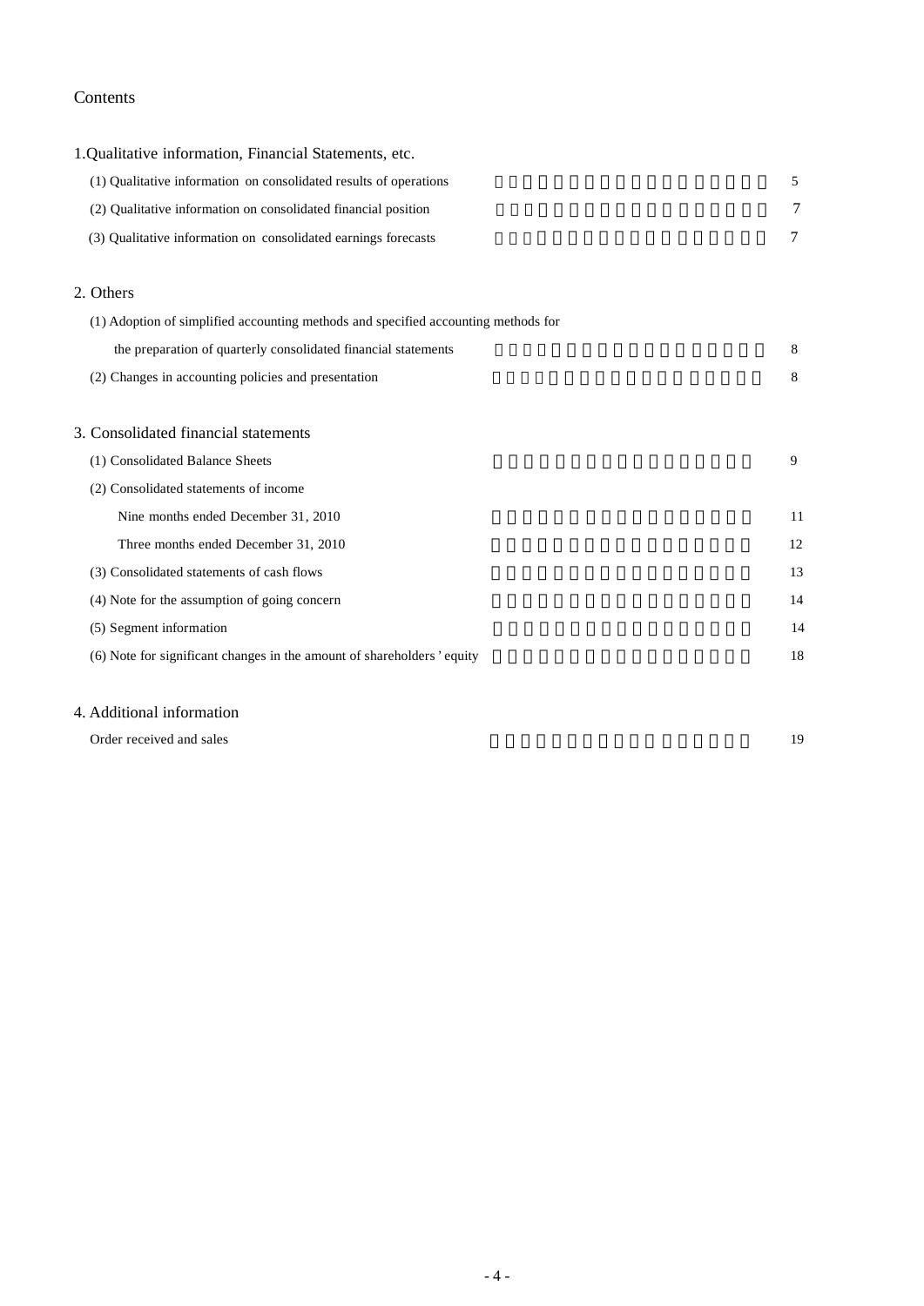# Contents

## 1.Qualitative information, Financial Statements, etc.

| | |
|---|---|
| (1) Qualitative information on consolidated results of operations | 5 |
| (2) Qualitative information on consolidated financial position | 7 |
| (3) Qualitative information on consolidated earnings forecasts | 7 |

## 2. Others

| | |
|---|---|
| (1) Adoption of simplified accounting methods and specified accounting methods for the preparation of quarterly consolidated financial statements | 8 |
| (2) Changes in accounting policies and presentation | 8 |

## 3. Consolidated financial statements

| | |
|---|---|
| (1) Consolidated Balance Sheets | 9 |
| (2) Consolidated statements of income | |
| Nine months ended December 31, 2010 | 11 |
| Three months ended December 31, 2010 | 12 |
| (3) Consolidated statements of cash flows | 13 |
| (4) Note for the assumption of going concern | 14 |
| (5) Segment information | 14 |
| (6) Note for significant changes in the amount of shareholders' equity | 18 |

## 4. Additional information

| | |
|---|---|
| Order received and sales | 19 |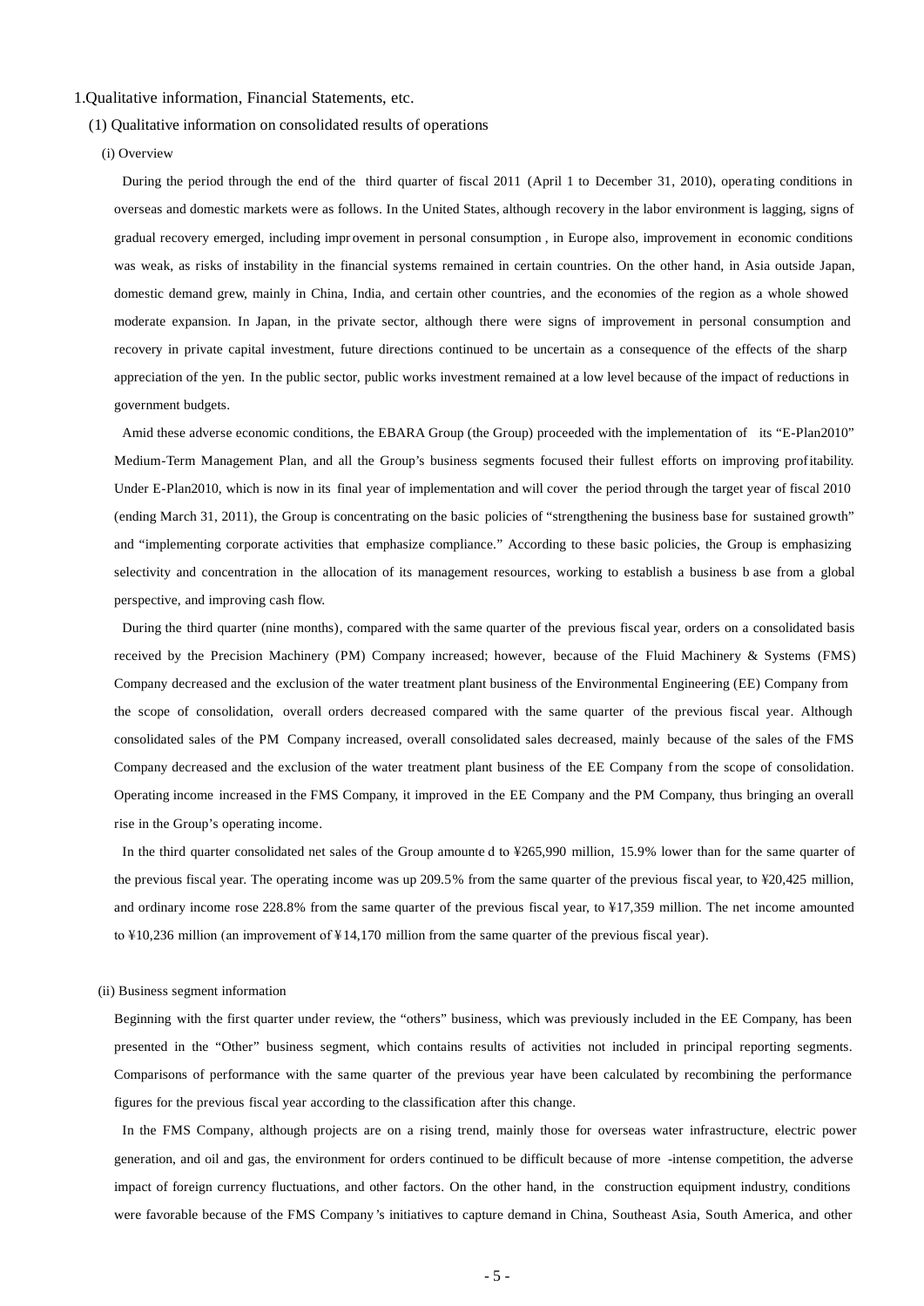# 1.Qualitative information, Financial Statements, etc.

## (1) Qualitative information on consolidated results of operations

### (i) Overview

During the period through the end of the third quarter of fiscal 2011 (April 1 to December 31, 2010), operating conditions in overseas and domestic markets were as follows. In the United States, although recovery in the labor environment is lagging, signs of gradual recovery emerged, including improvement in personal consumption , in Europe also, improvement in economic conditions was weak, as risks of instability in the financial systems remained in certain countries. On the other hand, in Asia outside Japan, domestic demand grew, mainly in China, India, and certain other countries, and the economies of the region as a whole showed moderate expansion. In Japan, in the private sector, although there were signs of improvement in personal consumption and recovery in private capital investment, future directions continued to be uncertain as a consequence of the effects of the sharp appreciation of the yen. In the public sector, public works investment remained at a low level because of the impact of reductions in government budgets.

Amid these adverse economic conditions, the EBARA Group (the Group) proceeded with the implementation of its "E-Plan2010" Medium-Term Management Plan, and all the Group's business segments focused their fullest efforts on improving profitability. Under E-Plan2010, which is now in its final year of implementation and will cover the period through the target year of fiscal 2010 (ending March 31, 2011), the Group is concentrating on the basic policies of "strengthening the business base for sustained growth" and "implementing corporate activities that emphasize compliance." According to these basic policies, the Group is emphasizing selectivity and concentration in the allocation of its management resources, working to establish a business base from a global perspective, and improving cash flow.

During the third quarter (nine months), compared with the same quarter of the previous fiscal year, orders on a consolidated basis received by the Precision Machinery (PM) Company increased; however, because of the Fluid Machinery & Systems (FMS) Company decreased and the exclusion of the water treatment plant business of the Environmental Engineering (EE) Company from the scope of consolidation, overall orders decreased compared with the same quarter of the previous fiscal year. Although consolidated sales of the PM Company increased, overall consolidated sales decreased, mainly because of the sales of the FMS Company decreased and the exclusion of the water treatment plant business of the EE Company from the scope of consolidation. Operating income increased in the FMS Company, it improved in the EE Company and the PM Company, thus bringing an overall rise in the Group's operating income.

In the third quarter consolidated net sales of the Group amounted to ¥265,990 million, 15.9% lower than for the same quarter of the previous fiscal year. The operating income was up 209.5% from the same quarter of the previous fiscal year, to ¥20,425 million, and ordinary income rose 228.8% from the same quarter of the previous fiscal year, to ¥17,359 million. The net income amounted to ¥10,236 million (an improvement of ¥14,170 million from the same quarter of the previous fiscal year).

### (ii) Business segment information

Beginning with the first quarter under review, the "others" business, which was previously included in the EE Company, has been presented in the "Other" business segment, which contains results of activities not included in principal reporting segments. Comparisons of performance with the same quarter of the previous year have been calculated by recombining the performance figures for the previous fiscal year according to the classification after this change.

In the FMS Company, although projects are on a rising trend, mainly those for overseas water infrastructure, electric power generation, and oil and gas, the environment for orders continued to be difficult because of more -intense competition, the adverse impact of foreign currency fluctuations, and other factors. On the other hand, in the construction equipment industry, conditions were favorable because of the FMS Company's initiatives to capture demand in China, Southeast Asia, South America, and other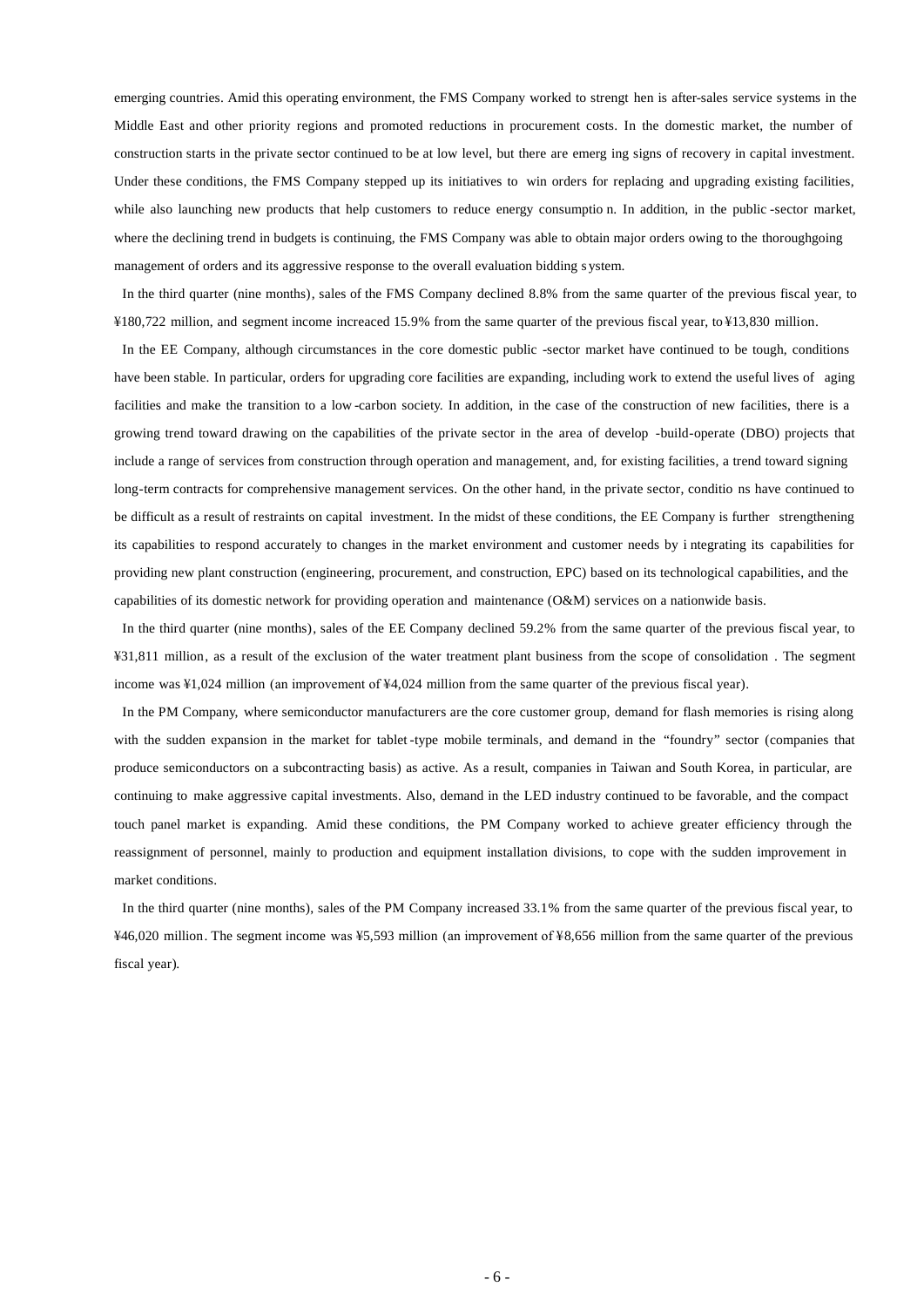emerging countries. Amid this operating environment, the FMS Company worked to strengthen is after-sales service systems in the Middle East and other priority regions and promoted reductions in procurement costs. In the domestic market, the number of construction starts in the private sector continued to be at low level, but there are emerging signs of recovery in capital investment. Under these conditions, the FMS Company stepped up its initiatives to win orders for replacing and upgrading existing facilities, while also launching new products that help customers to reduce energy consumption. In addition, in the public-sector market, where the declining trend in budgets is continuing, the FMS Company was able to obtain major orders owing to the thoroughgoing management of orders and its aggressive response to the overall evaluation bidding system.

In the third quarter (nine months), sales of the FMS Company declined 8.8% from the same quarter of the previous fiscal year, to ¥180,722 million, and segment income increaced 15.9% from the same quarter of the previous fiscal year, to ¥13,830 million.

In the EE Company, although circumstances in the core domestic public-sector market have continued to be tough, conditions have been stable. In particular, orders for upgrading core facilities are expanding, including work to extend the useful lives of aging facilities and make the transition to a low-carbon society. In addition, in the case of the construction of new facilities, there is a growing trend toward drawing on the capabilities of the private sector in the area of develop-build-operate (DBO) projects that include a range of services from construction through operation and management, and, for existing facilities, a trend toward signing long-term contracts for comprehensive management services. On the other hand, in the private sector, conditions have continued to be difficult as a result of restraints on capital investment. In the midst of these conditions, the EE Company is further strengthening its capabilities to respond accurately to changes in the market environment and customer needs by integrating its capabilities for providing new plant construction (engineering, procurement, and construction, EPC) based on its technological capabilities, and the capabilities of its domestic network for providing operation and maintenance (O&M) services on a nationwide basis.

In the third quarter (nine months), sales of the EE Company declined 59.2% from the same quarter of the previous fiscal year, to ¥31,811 million, as a result of the exclusion of the water treatment plant business from the scope of consolidation. The segment income was ¥1,024 million (an improvement of ¥4,024 million from the same quarter of the previous fiscal year).

In the PM Company, where semiconductor manufacturers are the core customer group, demand for flash memories is rising along with the sudden expansion in the market for tablet-type mobile terminals, and demand in the "foundry" sector (companies that produce semiconductors on a subcontracting basis) as active. As a result, companies in Taiwan and South Korea, in particular, are continuing to make aggressive capital investments. Also, demand in the LED industry continued to be favorable, and the compact touch panel market is expanding. Amid these conditions, the PM Company worked to achieve greater efficiency through the reassignment of personnel, mainly to production and equipment installation divisions, to cope with the sudden improvement in market conditions.

In the third quarter (nine months), sales of the PM Company increased 33.1% from the same quarter of the previous fiscal year, to ¥46,020 million. The segment income was ¥5,593 million (an improvement of ¥8,656 million from the same quarter of the previous fiscal year).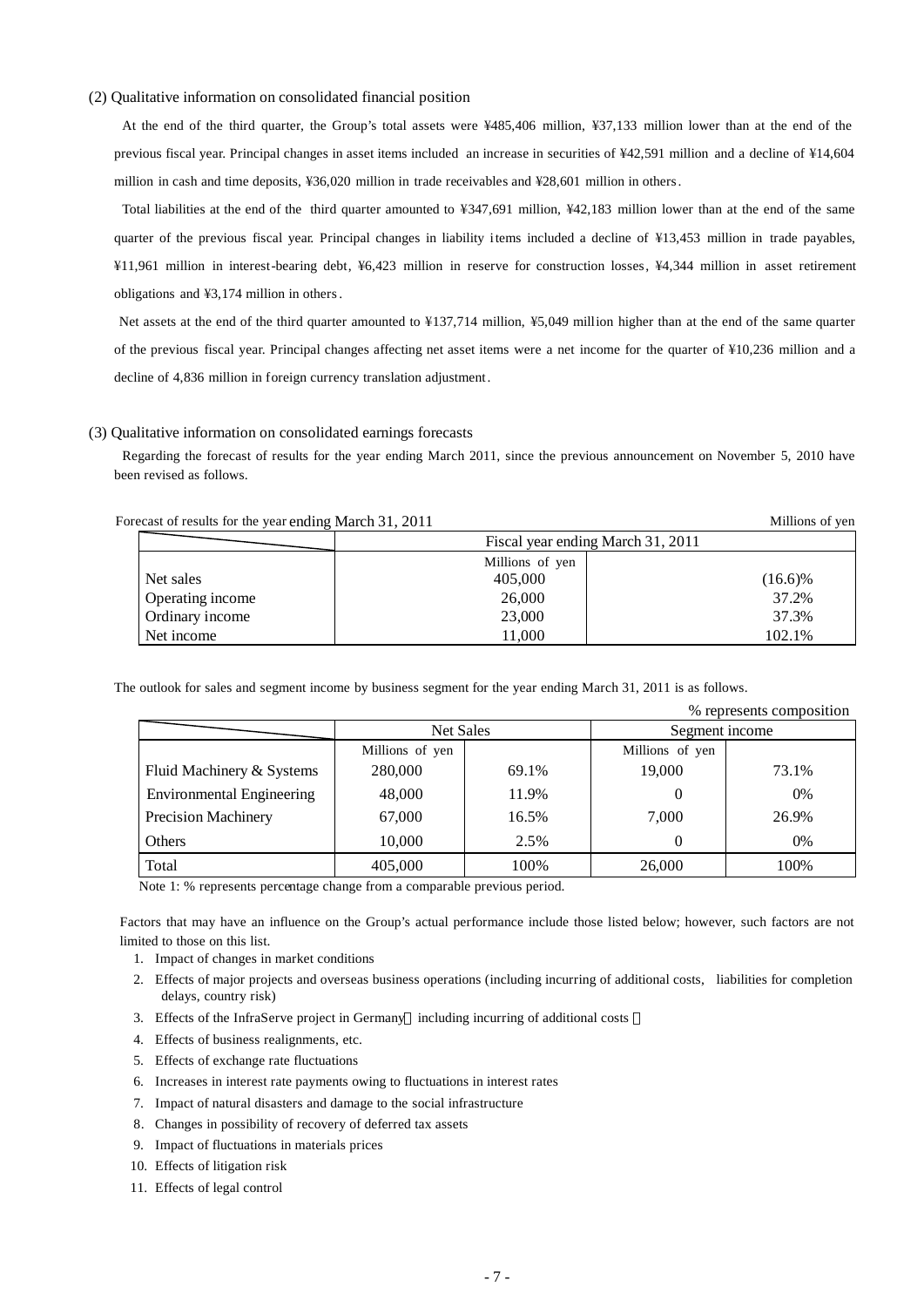(2) Qualitative information on consolidated financial position

At the end of the third quarter, the Group's total assets were ¥485,406 million, ¥37,133 million lower than at the end of the previous fiscal year. Principal changes in asset items included an increase in securities of ¥42,591 million and a decline of ¥14,604 million in cash and time deposits, ¥36,020 million in trade receivables and ¥28,601 million in others.

Total liabilities at the end of the third quarter amounted to ¥347,691 million, ¥42,183 million lower than at the end of the same quarter of the previous fiscal year. Principal changes in liability items included a decline of ¥13,453 million in trade payables, ¥11,961 million in interest-bearing debt, ¥6,423 million in reserve for construction losses, ¥4,344 million in asset retirement obligations and ¥3,174 million in others.

Net assets at the end of the third quarter amounted to ¥137,714 million, ¥5,049 million higher than at the end of the same quarter of the previous fiscal year. Principal changes affecting net asset items were a net income for the quarter of ¥10,236 million and a decline of 4,836 million in foreign currency translation adjustment.

(3) Qualitative information on consolidated earnings forecasts

Regarding the forecast of results for the year ending March 2011, since the previous announcement on November 5, 2010 have been revised as follows.

Forecast of results for the year ending March 31, 2011 — Millions of yen

| | Fiscal year ending March 31, 2011 | |
|---|---|---|
| | Millions of yen | |
| Net sales | 405,000 | (16.6)% |
| Operating income | 26,000 | 37.2% |
| Ordinary income | 23,000 | 37.3% |
| Net income | 11,000 | 102.1% |

The outlook for sales and segment income by business segment for the year ending March 31, 2011 is as follows.

% represents composition

| | Net Sales | | Segment income | |
|---|---|---|---|---|
| | Millions of yen | | Millions of yen | |
| Fluid Machinery & Systems | 280,000 | 69.1% | 19,000 | 73.1% |
| Environmental Engineering | 48,000 | 11.9% | 0 | 0% |
| Precision Machinery | 67,000 | 16.5% | 7,000 | 26.9% |
| Others | 10,000 | 2.5% | 0 | 0% |
| Total | 405,000 | 100% | 26,000 | 100% |

Note 1: % represents percentage change from a comparable previous period.

Factors that may have an influence on the Group's actual performance include those listed below; however, such factors are not limited to those on this list.

1. Impact of changes in market conditions
2. Effects of major projects and overseas business operations (including incurring of additional costs, liabilities for completion delays, country risk)
3. Effects of the InfraServe project in Germany（including incurring of additional costs）
4. Effects of business realignments, etc.
5. Effects of exchange rate fluctuations
6. Increases in interest rate payments owing to fluctuations in interest rates
7. Impact of natural disasters and damage to the social infrastructure
8. Changes in possibility of recovery of deferred tax assets
9. Impact of fluctuations in materials prices
10. Effects of litigation risk
11. Effects of legal control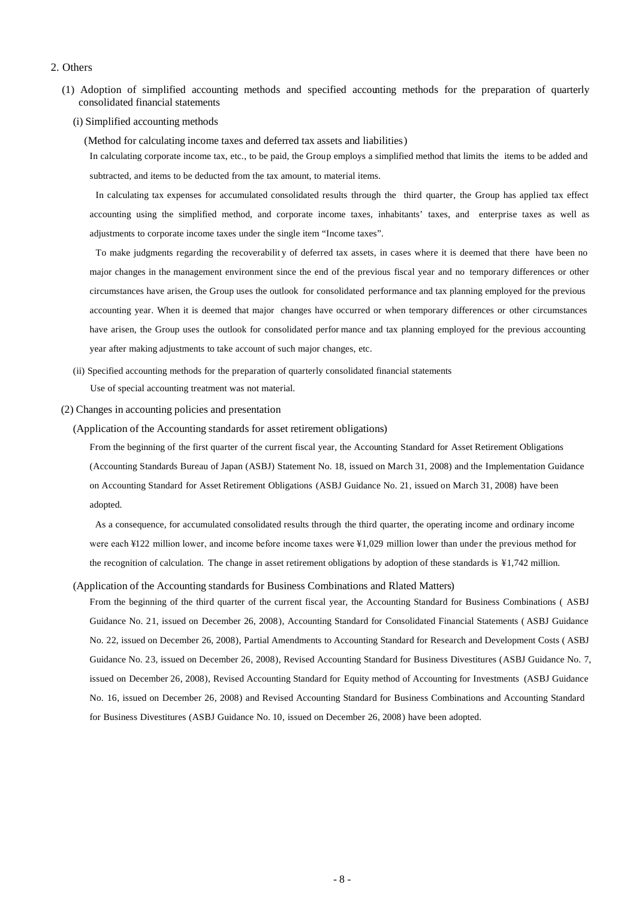## 2. Others

### (1) Adoption of simplified accounting methods and specified accounting methods for the preparation of quarterly consolidated financial statements

#### (i) Simplified accounting methods

(Method for calculating income taxes and deferred tax assets and liabilities)

In calculating corporate income tax, etc., to be paid, the Group employs a simplified method that limits the items to be added and subtracted, and items to be deducted from the tax amount, to material items.

In calculating tax expenses for accumulated consolidated results through the third quarter, the Group has applied tax effect accounting using the simplified method, and corporate income taxes, inhabitants' taxes, and enterprise taxes as well as adjustments to corporate income taxes under the single item "Income taxes".

To make judgments regarding the recoverability of deferred tax assets, in cases where it is deemed that there have been no major changes in the management environment since the end of the previous fiscal year and no temporary differences or other circumstances have arisen, the Group uses the outlook for consolidated performance and tax planning employed for the previous accounting year. When it is deemed that major changes have occurred or when temporary differences or other circumstances have arisen, the Group uses the outlook for consolidated performance and tax planning employed for the previous accounting year after making adjustments to take account of such major changes, etc.

#### (ii) Specified accounting methods for the preparation of quarterly consolidated financial statements

Use of special accounting treatment was not material.

### (2) Changes in accounting policies and presentation

(Application of the Accounting standards for asset retirement obligations)

From the beginning of the first quarter of the current fiscal year, the Accounting Standard for Asset Retirement Obligations (Accounting Standards Bureau of Japan (ASBJ) Statement No. 18, issued on March 31, 2008) and the Implementation Guidance on Accounting Standard for Asset Retirement Obligations (ASBJ Guidance No. 21, issued on March 31, 2008) have been adopted.

As a consequence, for accumulated consolidated results through the third quarter, the operating income and ordinary income were each ¥122 million lower, and income before income taxes were ¥1,029 million lower than under the previous method for the recognition of calculation. The change in asset retirement obligations by adoption of these standards is ¥1,742 million.

(Application of the Accounting standards for Business Combinations and Rlated Matters)

From the beginning of the third quarter of the current fiscal year, the Accounting Standard for Business Combinations ( ASBJ Guidance No. 21, issued on December 26, 2008), Accounting Standard for Consolidated Financial Statements ( ASBJ Guidance No. 22, issued on December 26, 2008), Partial Amendments to Accounting Standard for Research and Development Costs ( ASBJ Guidance No. 23, issued on December 26, 2008), Revised Accounting Standard for Business Divestitures (ASBJ Guidance No. 7, issued on December 26, 2008), Revised Accounting Standard for Equity method of Accounting for Investments (ASBJ Guidance No. 16, issued on December 26, 2008) and Revised Accounting Standard for Business Combinations and Accounting Standard for Business Divestitures (ASBJ Guidance No. 10, issued on December 26, 2008) have been adopted.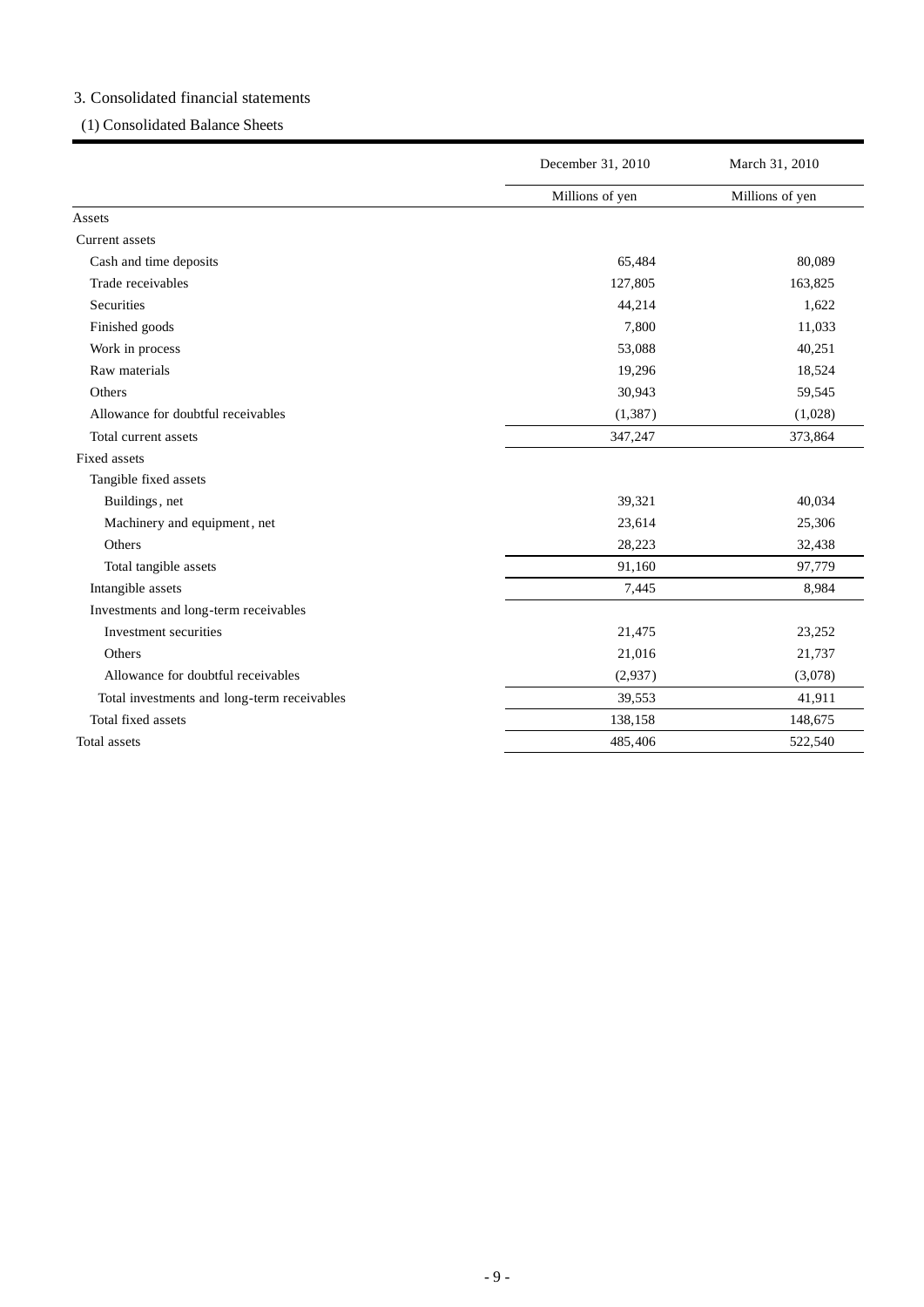## 3. Consolidated financial statements

### (1) Consolidated Balance Sheets

| | December 31, 2010 | March 31, 2010 |
|---|---|---|
| | Millions of yen | Millions of yen |
| Assets | | |
| Current assets | | |
| Cash and time deposits | 65,484 | 80,089 |
| Trade receivables | 127,805 | 163,825 |
| Securities | 44,214 | 1,622 |
| Finished goods | 7,800 | 11,033 |
| Work in process | 53,088 | 40,251 |
| Raw materials | 19,296 | 18,524 |
| Others | 30,943 | 59,545 |
| Allowance for doubtful receivables | (1,387) | (1,028) |
| Total current assets | 347,247 | 373,864 |
| Fixed assets | | |
| Tangible fixed assets | | |
| Buildings, net | 39,321 | 40,034 |
| Machinery and equipment, net | 23,614 | 25,306 |
| Others | 28,223 | 32,438 |
| Total tangible assets | 91,160 | 97,779 |
| Intangible assets | 7,445 | 8,984 |
| Investments and long-term receivables | | |
| Investment securities | 21,475 | 23,252 |
| Others | 21,016 | 21,737 |
| Allowance for doubtful receivables | (2,937) | (3,078) |
| Total investments and long-term receivables | 39,553 | 41,911 |
| Total fixed assets | 138,158 | 148,675 |
| Total assets | 485,406 | 522,540 |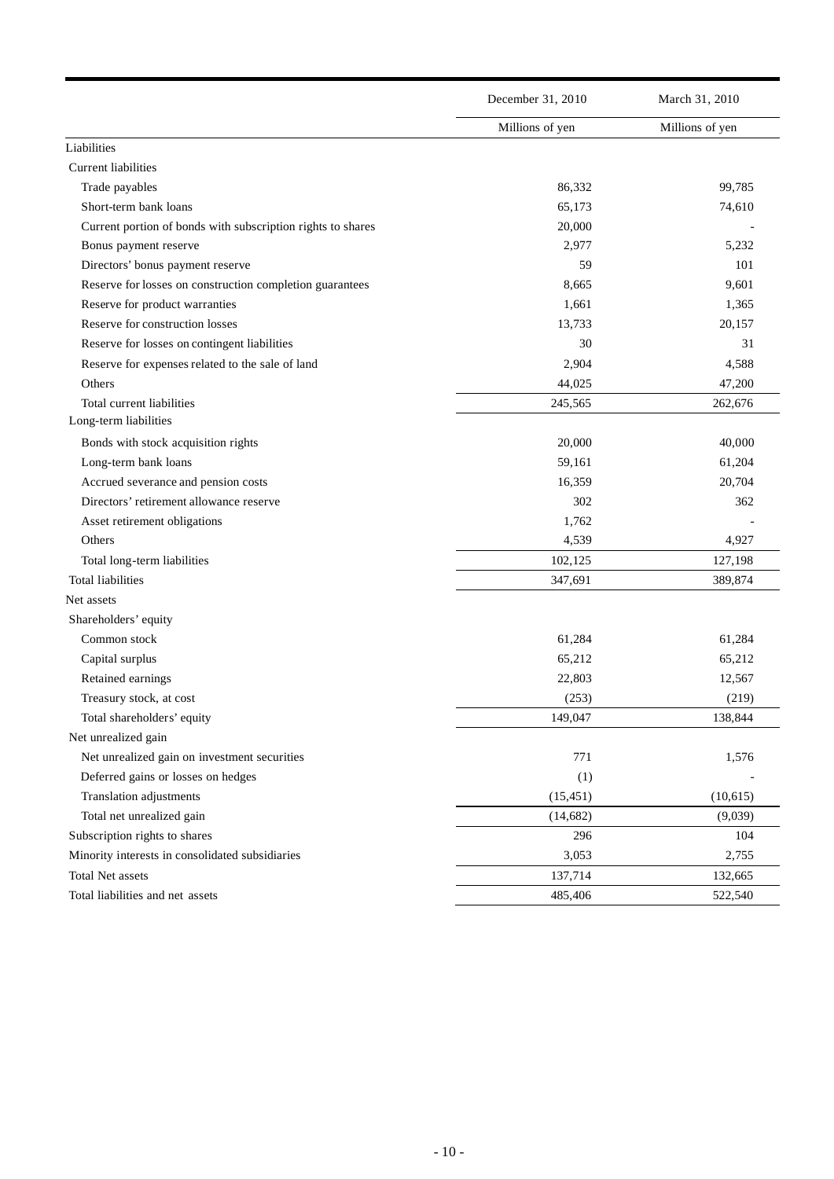| | December 31, 2010 | March 31, 2010 |
|---|---|---|
| | Millions of yen | Millions of yen |
| Liabilities | | |
| Current liabilities | | |
| Trade payables | 86,332 | 99,785 |
| Short-term bank loans | 65,173 | 74,610 |
| Current portion of bonds with subscription rights to shares | 20,000 | - |
| Bonus payment reserve | 2,977 | 5,232 |
| Directors' bonus payment reserve | 59 | 101 |
| Reserve for losses on construction completion guarantees | 8,665 | 9,601 |
| Reserve for product warranties | 1,661 | 1,365 |
| Reserve for construction losses | 13,733 | 20,157 |
| Reserve for losses on contingent liabilities | 30 | 31 |
| Reserve for expenses related to the sale of land | 2,904 | 4,588 |
| Others | 44,025 | 47,200 |
| Total current liabilities | 245,565 | 262,676 |
| Long-term liabilities | | |
| Bonds with stock acquisition rights | 20,000 | 40,000 |
| Long-term bank loans | 59,161 | 61,204 |
| Accrued severance and pension costs | 16,359 | 20,704 |
| Directors' retirement allowance reserve | 302 | 362 |
| Asset retirement obligations | 1,762 | - |
| Others | 4,539 | 4,927 |
| Total long-term liabilities | 102,125 | 127,198 |
| Total liabilities | 347,691 | 389,874 |
| Net assets | | |
| Shareholders' equity | | |
| Common stock | 61,284 | 61,284 |
| Capital surplus | 65,212 | 65,212 |
| Retained earnings | 22,803 | 12,567 |
| Treasury stock, at cost | (253) | (219) |
| Total shareholders' equity | 149,047 | 138,844 |
| Net unrealized gain | | |
| Net unrealized gain on investment securities | 771 | 1,576 |
| Deferred gains or losses on hedges | (1) | - |
| Translation adjustments | (15,451) | (10,615) |
| Total net unrealized gain | (14,682) | (9,039) |
| Subscription rights to shares | 296 | 104 |
| Minority interests in consolidated subsidiaries | 3,053 | 2,755 |
| Total Net assets | 137,714 | 132,665 |
| Total liabilities and net assets | 485,406 | 522,540 |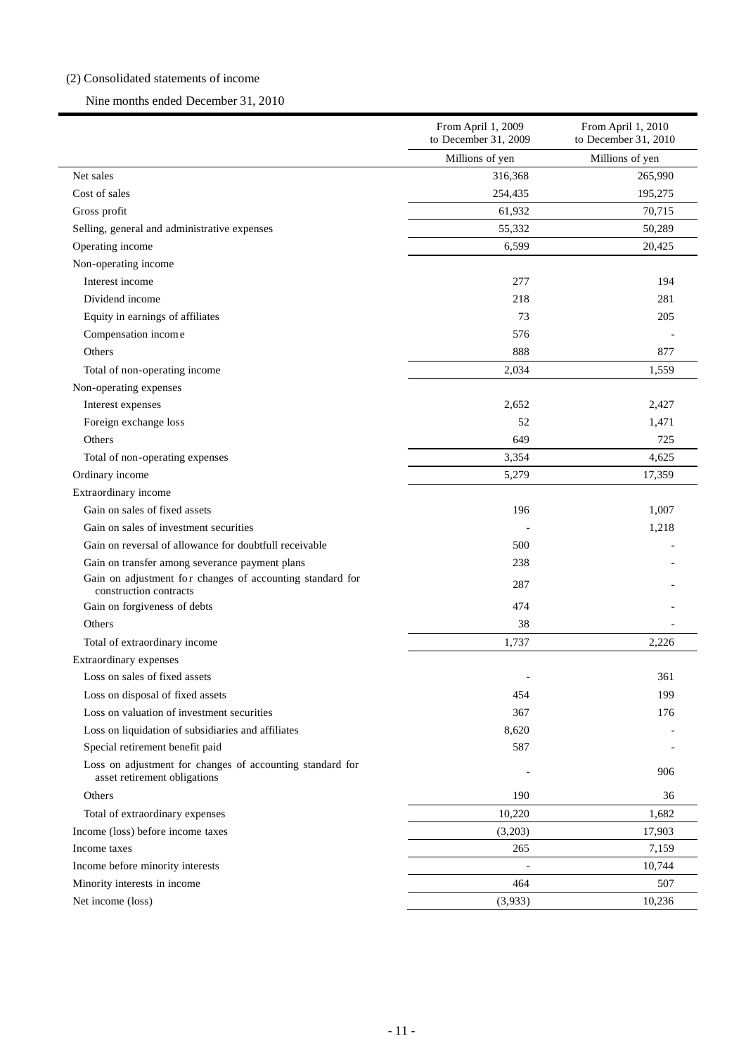(2) Consolidated statements of income

Nine months ended December 31, 2010

| | From April 1, 2009 to December 31, 2009 | From April 1, 2010 to December 31, 2010 |
|---|---|---|
| | Millions of yen | Millions of yen |
| Net sales | 316,368 | 265,990 |
| Cost of sales | 254,435 | 195,275 |
| Gross profit | 61,932 | 70,715 |
| Selling, general and administrative expenses | 55,332 | 50,289 |
| Operating income | 6,599 | 20,425 |
| Non-operating income | | |
| Interest income | 277 | 194 |
| Dividend income | 218 | 281 |
| Equity in earnings of affiliates | 73 | 205 |
| Compensation income | 576 | - |
| Others | 888 | 877 |
| Total of non-operating income | 2,034 | 1,559 |
| Non-operating expenses | | |
| Interest expenses | 2,652 | 2,427 |
| Foreign exchange loss | 52 | 1,471 |
| Others | 649 | 725 |
| Total of non-operating expenses | 3,354 | 4,625 |
| Ordinary income | 5,279 | 17,359 |
| Extraordinary income | | |
| Gain on sales of fixed assets | 196 | 1,007 |
| Gain on sales of investment securities | - | 1,218 |
| Gain on reversal of allowance for doubtfull receivable | 500 | - |
| Gain on transfer among severance payment plans | 238 | - |
| Gain on adjustment for changes of accounting standard for construction contracts | 287 | - |
| Gain on forgiveness of debts | 474 | - |
| Others | 38 | - |
| Total of extraordinary income | 1,737 | 2,226 |
| Extraordinary expenses | | |
| Loss on sales of fixed assets | - | 361 |
| Loss on disposal of fixed assets | 454 | 199 |
| Loss on valuation of investment securities | 367 | 176 |
| Loss on liquidation of subsidiaries and affiliates | 8,620 | - |
| Special retirement benefit paid | 587 | - |
| Loss on adjustment for changes of accounting standard for asset retirement obligations | - | 906 |
| Others | 190 | 36 |
| Total of extraordinary expenses | 10,220 | 1,682 |
| Income (loss) before income taxes | (3,203) | 17,903 |
| Income taxes | 265 | 7,159 |
| Income before minority interests | - | 10,744 |
| Minority interests in income | 464 | 507 |
| Net income (loss) | (3,933) | 10,236 |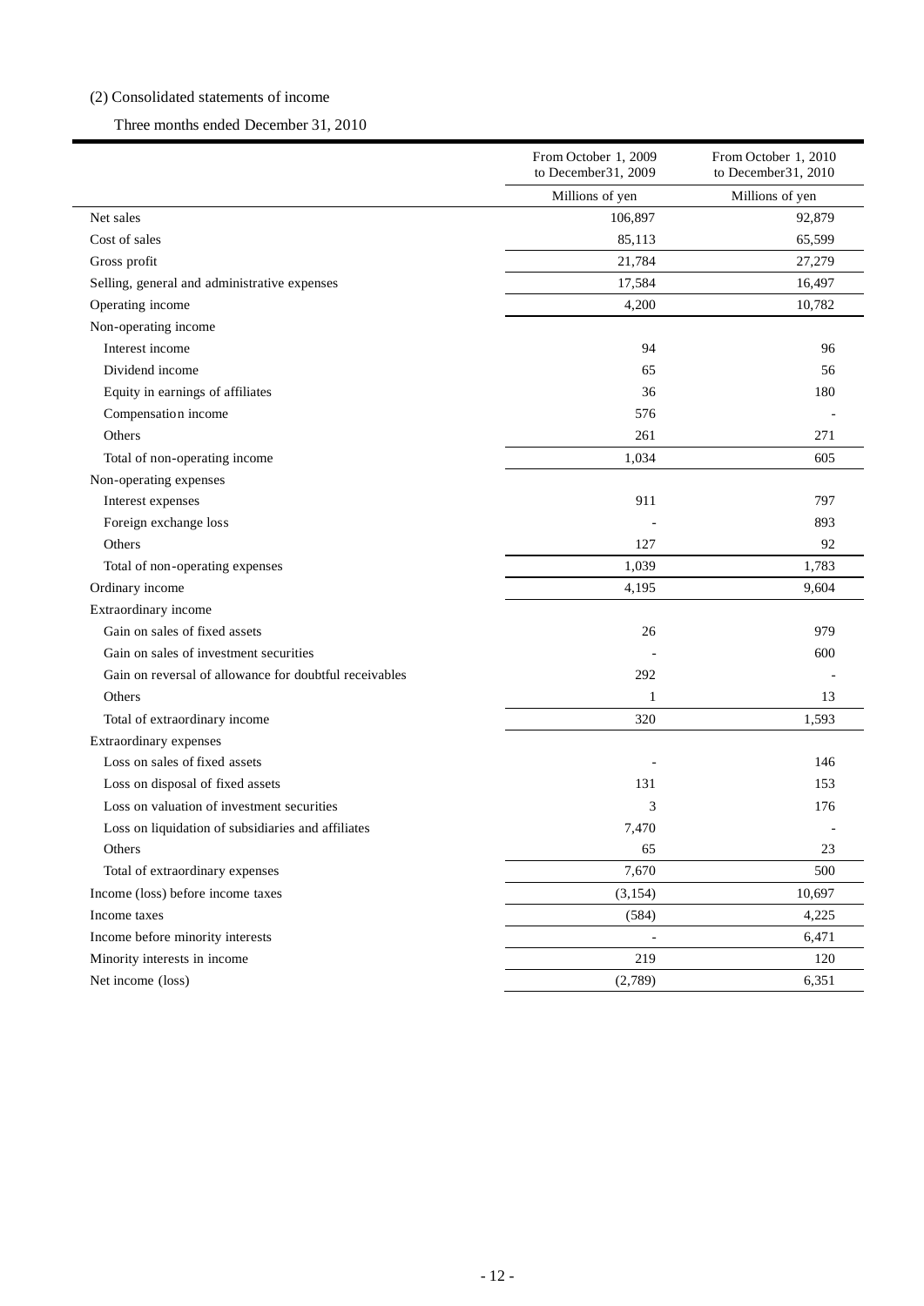(2) Consolidated statements of income

Three months ended December 31, 2010

| | From October 1, 2009 to December31, 2009 | From October 1, 2010 to December31, 2010 |
|---|---|---|
| | Millions of yen | Millions of yen |
| Net sales | 106,897 | 92,879 |
| Cost of sales | 85,113 | 65,599 |
| Gross profit | 21,784 | 27,279 |
| Selling, general and administrative expenses | 17,584 | 16,497 |
| Operating income | 4,200 | 10,782 |
| Non-operating income | | |
| Interest income | 94 | 96 |
| Dividend income | 65 | 56 |
| Equity in earnings of affiliates | 36 | 180 |
| Compensation income | 576 | - |
| Others | 261 | 271 |
| Total of non-operating income | 1,034 | 605 |
| Non-operating expenses | | |
| Interest expenses | 911 | 797 |
| Foreign exchange loss | - | 893 |
| Others | 127 | 92 |
| Total of non-operating expenses | 1,039 | 1,783 |
| Ordinary income | 4,195 | 9,604 |
| Extraordinary income | | |
| Gain on sales of fixed assets | 26 | 979 |
| Gain on sales of investment securities | - | 600 |
| Gain on reversal of allowance for doubtful receivables | 292 | - |
| Others | 1 | 13 |
| Total of extraordinary income | 320 | 1,593 |
| Extraordinary expenses | | |
| Loss on sales of fixed assets | - | 146 |
| Loss on disposal of fixed assets | 131 | 153 |
| Loss on valuation of investment securities | 3 | 176 |
| Loss on liquidation of subsidiaries and affiliates | 7,470 | - |
| Others | 65 | 23 |
| Total of extraordinary expenses | 7,670 | 500 |
| Income (loss) before income taxes | (3,154) | 10,697 |
| Income taxes | (584) | 4,225 |
| Income before minority interests | - | 6,471 |
| Minority interests in income | 219 | 120 |
| Net income (loss) | (2,789) | 6,351 |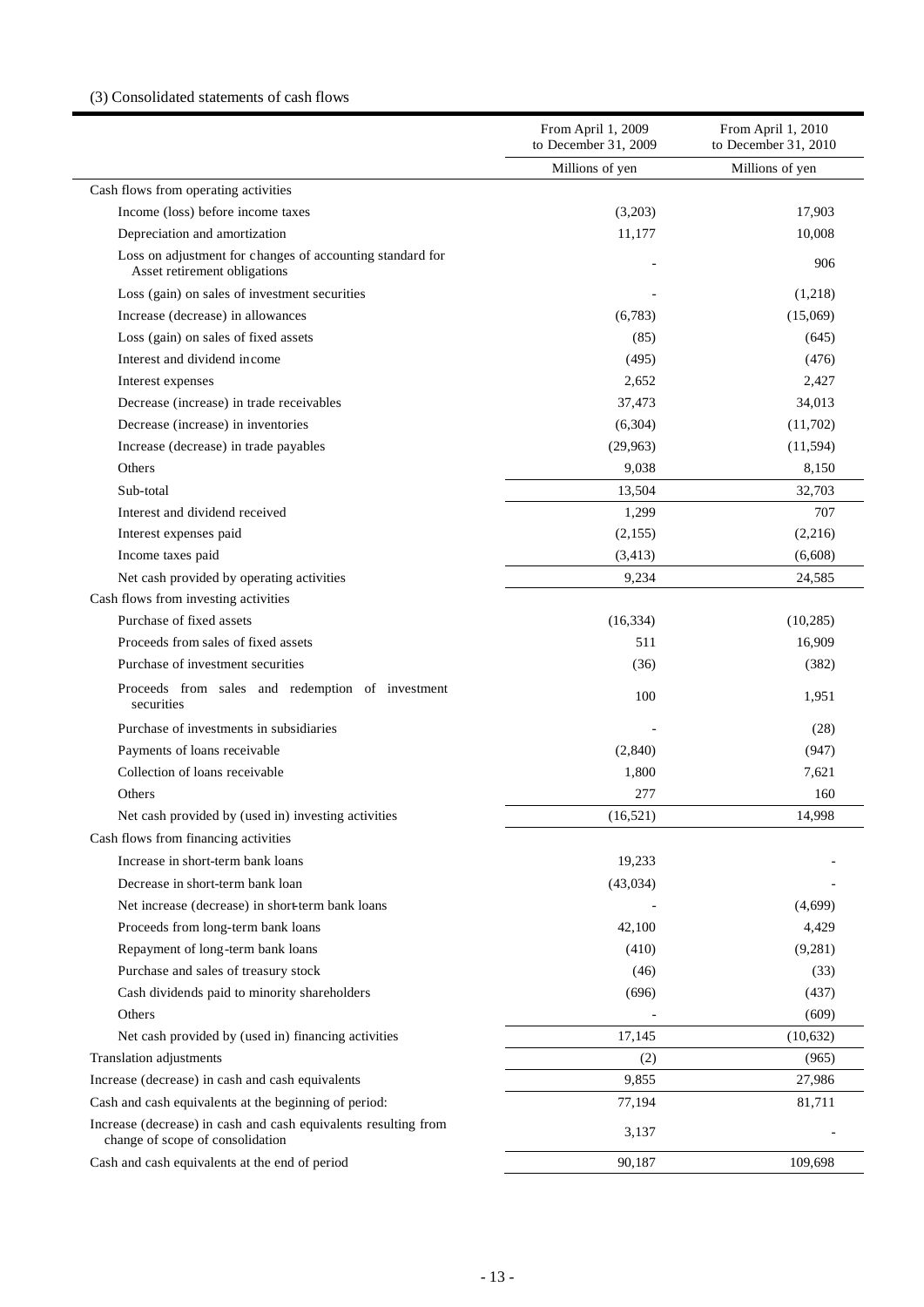(3) Consolidated statements of cash flows

| | From April 1, 2009 to December 31, 2009 | From April 1, 2010 to December 31, 2010 |
|---|---|---|
| | Millions of yen | Millions of yen |
| Cash flows from operating activities | | |
| Income (loss) before income taxes | (3,203) | 17,903 |
| Depreciation and amortization | 11,177 | 10,008 |
| Loss on adjustment for changes of accounting standard for Asset retirement obligations | - | 906 |
| Loss (gain) on sales of investment securities | - | (1,218) |
| Increase (decrease) in allowances | (6,783) | (15,069) |
| Loss (gain) on sales of fixed assets | (85) | (645) |
| Interest and dividend income | (495) | (476) |
| Interest expenses | 2,652 | 2,427 |
| Decrease (increase) in trade receivables | 37,473 | 34,013 |
| Decrease (increase) in inventories | (6,304) | (11,702) |
| Increase (decrease) in trade payables | (29,963) | (11,594) |
| Others | 9,038 | 8,150 |
| Sub-total | 13,504 | 32,703 |
| Interest and dividend received | 1,299 | 707 |
| Interest expenses paid | (2,155) | (2,216) |
| Income taxes paid | (3,413) | (6,608) |
| Net cash provided by operating activities | 9,234 | 24,585 |
| Cash flows from investing activities | | |
| Purchase of fixed assets | (16,334) | (10,285) |
| Proceeds from sales of fixed assets | 511 | 16,909 |
| Purchase of investment securities | (36) | (382) |
| Proceeds from sales and redemption of investment securities | 100 | 1,951 |
| Purchase of investments in subsidiaries | - | (28) |
| Payments of loans receivable | (2,840) | (947) |
| Collection of loans receivable | 1,800 | 7,621 |
| Others | 277 | 160 |
| Net cash provided by (used in) investing activities | (16,521) | 14,998 |
| Cash flows from financing activities | | |
| Increase in short-term bank loans | 19,233 | - |
| Decrease in short-term bank loan | (43,034) | - |
| Net increase (decrease) in short-term bank loans | - | (4,699) |
| Proceeds from long-term bank loans | 42,100 | 4,429 |
| Repayment of long-term bank loans | (410) | (9,281) |
| Purchase and sales of treasury stock | (46) | (33) |
| Cash dividends paid to minority shareholders | (696) | (437) |
| Others | - | (609) |
| Net cash provided by (used in) financing activities | 17,145 | (10,632) |
| Translation adjustments | (2) | (965) |
| Increase (decrease) in cash and cash equivalents | 9,855 | 27,986 |
| Cash and cash equivalents at the beginning of period: | 77,194 | 81,711 |
| Increase (decrease) in cash and cash equivalents resulting from change of scope of consolidation | 3,137 | - |
| Cash and cash equivalents at the end of period | 90,187 | 109,698 |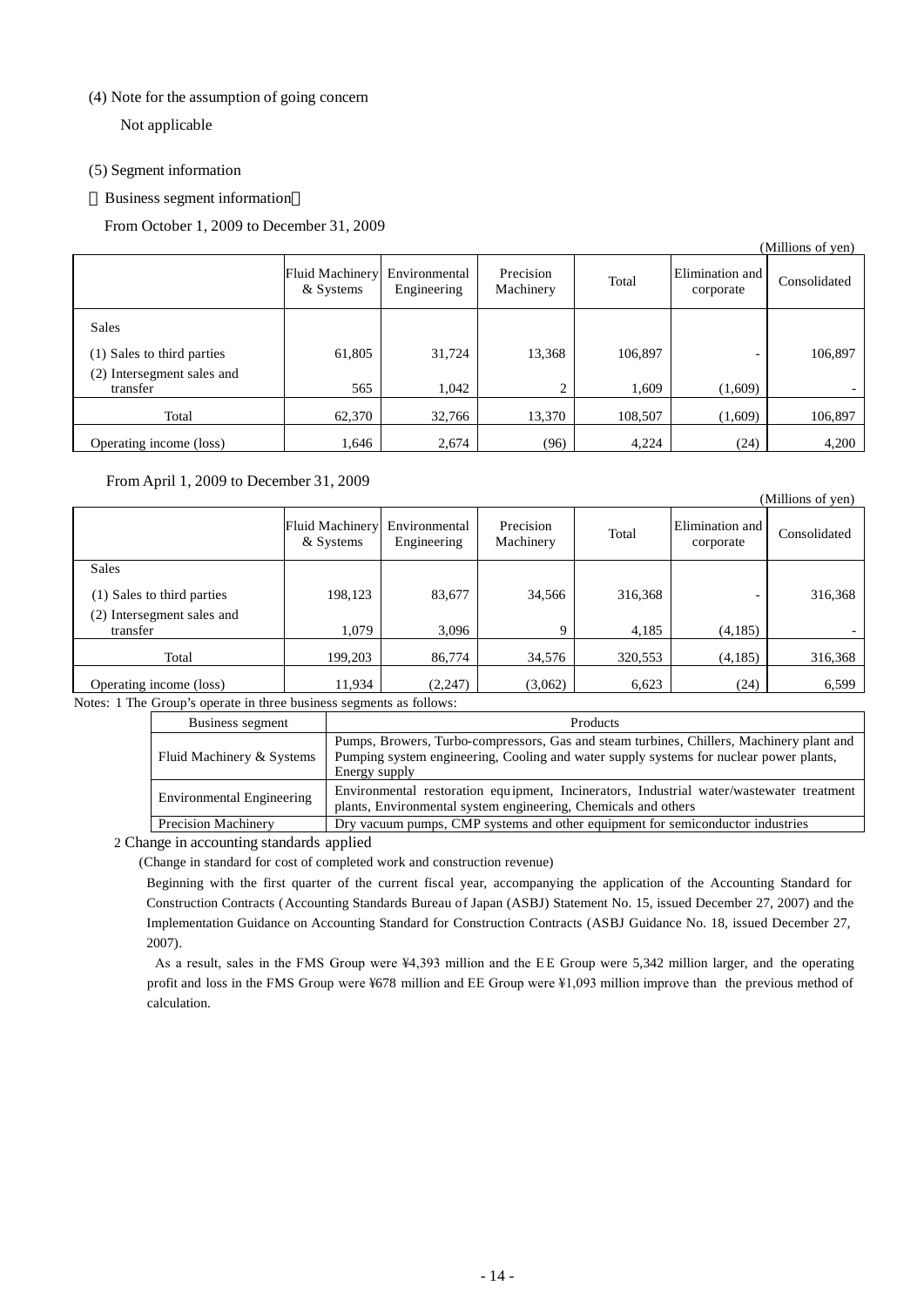(4) Note for the assumption of going concern

Not applicable

(5) Segment information

Business segment information

From October 1, 2009 to December 31, 2009

(Millions of yen)

| | Fluid Machinery & Systems | Environmental Engineering | Precision Machinery | Total | Elimination and corporate | Consolidated |
|---|---|---|---|---|---|---|
| Sales | | | | | | |
| (1) Sales to third parties | 61,805 | 31,724 | 13,368 | 106,897 | - | 106,897 |
| (2) Intersegment sales and transfer | 565 | 1,042 | 2 | 1,609 | (1,609) | - |
| Total | 62,370 | 32,766 | 13,370 | 108,507 | (1,609) | 106,897 |
| Operating income (loss) | 1,646 | 2,674 | (96) | 4,224 | (24) | 4,200 |

From April 1, 2009 to December 31, 2009

(Millions of yen)

| | Fluid Machinery & Systems | Environmental Engineering | Precision Machinery | Total | Elimination and corporate | Consolidated |
|---|---|---|---|---|---|---|
| Sales | | | | | | |
| (1) Sales to third parties | 198,123 | 83,677 | 34,566 | 316,368 | - | 316,368 |
| (2) Intersegment sales and transfer | 1,079 | 3,096 | 9 | 4,185 | (4,185) | - |
| Total | 199,203 | 86,774 | 34,576 | 320,553 | (4,185) | 316,368 |
| Operating income (loss) | 11,934 | (2,247) | (3,062) | 6,623 | (24) | 6,599 |

Notes: 1 The Group's operate in three business segments as follows:

| Business segment | Products |
|---|---|
| Fluid Machinery & Systems | Pumps, Browers, Turbo-compressors, Gas and steam turbines, Chillers, Machinery plant and Pumping system engineering, Cooling and water supply systems for nuclear power plants, Energy supply |
| Environmental Engineering | Environmental restoration equipment, Incinerators, Industrial water/wastewater treatment plants, Environmental system engineering, Chemicals and others |
| Precision Machinery | Dry vacuum pumps, CMP systems and other equipment for semiconductor industries |

2 Change in accounting standards applied

(Change in standard for cost of completed work and construction revenue)

Beginning with the first quarter of the current fiscal year, accompanying the application of the Accounting Standard for Construction Contracts (Accounting Standards Bureau of Japan (ASBJ) Statement No. 15, issued December 27, 2007) and the Implementation Guidance on Accounting Standard for Construction Contracts (ASBJ Guidance No. 18, issued December 27, 2007).

As a result, sales in the FMS Group were ¥4,393 million and the EE Group were 5,342 million larger, and the operating profit and loss in the FMS Group were ¥678 million and EE Group were ¥1,093 million improve than the previous method of calculation.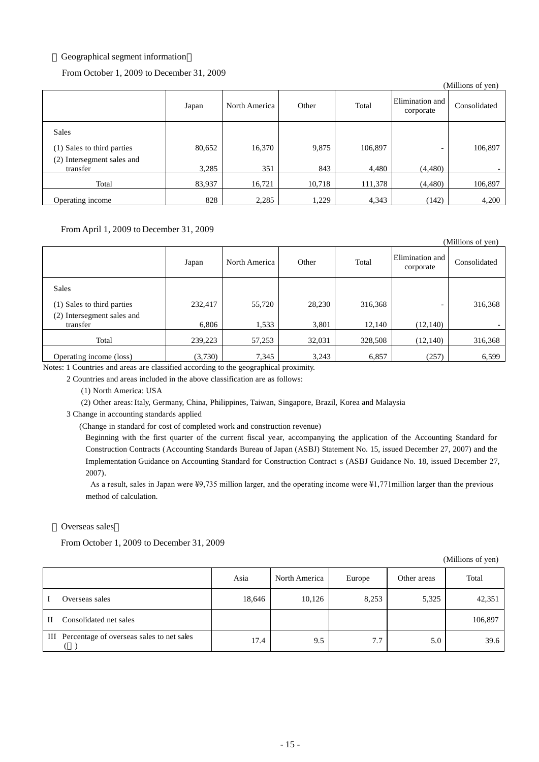〈Geographical segment information〉

From October 1, 2009 to December 31, 2009

(Millions of yen)

| | Japan | North America | Other | Total | Elimination and corporate | Consolidated |
|---|---|---|---|---|---|---|
| Sales | | | | | | |
| (1) Sales to third parties | 80,652 | 16,370 | 9,875 | 106,897 | - | 106,897 |
| (2) Intersegment sales and transfer | 3,285 | 351 | 843 | 4,480 | (4,480) | - |
| Total | 83,937 | 16,721 | 10,718 | 111,378 | (4,480) | 106,897 |
| Operating income | 828 | 2,285 | 1,229 | 4,343 | (142) | 4,200 |

From April 1, 2009 to December 31, 2009

(Millions of yen)

| | Japan | North America | Other | Total | Elimination and corporate | Consolidated |
|---|---|---|---|---|---|---|
| Sales | | | | | | |
| (1) Sales to third parties | 232,417 | 55,720 | 28,230 | 316,368 | - | 316,368 |
| (2) Intersegment sales and transfer | 6,806 | 1,533 | 3,801 | 12,140 | (12,140) | - |
| Total | 239,223 | 57,253 | 32,031 | 328,508 | (12,140) | 316,368 |
| Operating income (loss) | (3,730) | 7,345 | 3,243 | 6,857 | (257) | 6,599 |

Notes: 1 Countries and areas are classified according to the geographical proximity.

2 Countries and areas included in the above classification are as follows:

(1) North America: USA

(2) Other areas: Italy, Germany, China, Philippines, Taiwan, Singapore, Brazil, Korea and Malaysia

3 Change in accounting standards applied

(Change in standard for cost of completed work and construction revenue)

Beginning with the first quarter of the current fiscal year, accompanying the application of the Accounting Standard for Construction Contracts (Accounting Standards Bureau of Japan (ASBJ) Statement No. 15, issued December 27, 2007) and the Implementation Guidance on Accounting Standard for Construction Contract s (ASBJ Guidance No. 18, issued December 27, 2007).

As a result, sales in Japan were ¥9,735 million larger, and the operating income were ¥1,771million larger than the previous method of calculation.

〈Overseas sales〉

From October 1, 2009 to December 31, 2009

(Millions of yen)

| | Asia | North America | Europe | Other areas | Total |
|---|---|---|---|---|---|
| I Overseas sales | 18,646 | 10,126 | 8,253 | 5,325 | 42,351 |
| II Consolidated net sales | | | | | 106,897 |
| III Percentage of overseas sales to net sales (％) | 17.4 | 9.5 | 7.7 | 5.0 | 39.6 |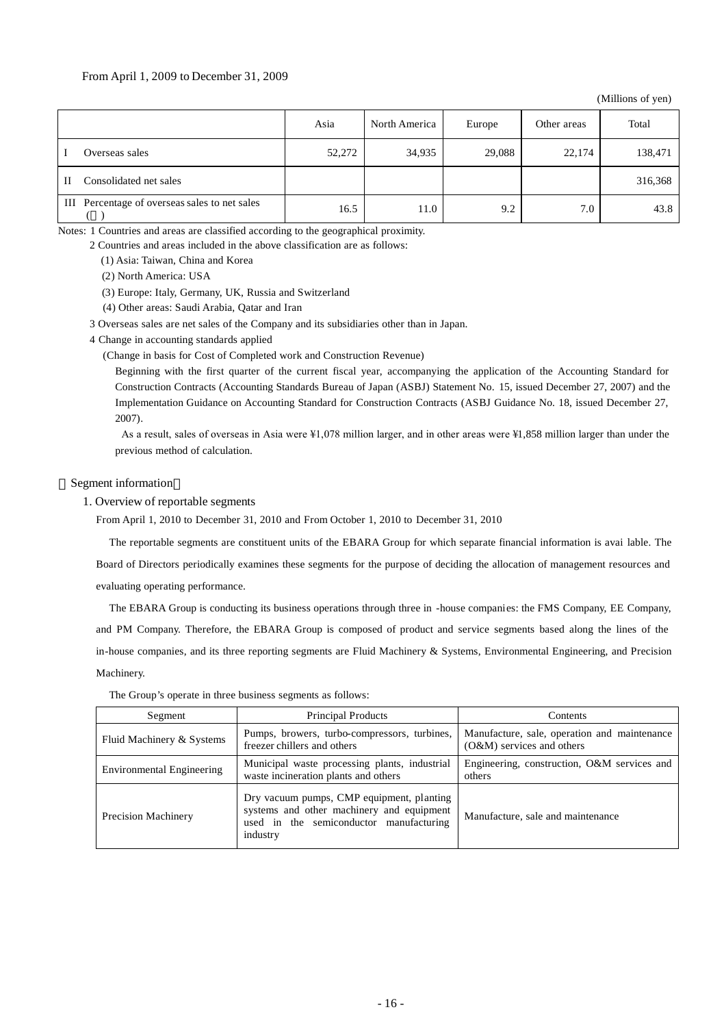From April 1, 2009 to December 31, 2009

(Millions of yen)

| | Asia | North America | Europe | Other areas | Total |
|---|---|---|---|---|---|
| I Overseas sales | 52,272 | 34,935 | 29,088 | 22,174 | 138,471 |
| II Consolidated net sales | | | | | 316,368 |
| III Percentage of overseas sales to net sales (％) | 16.5 | 11.0 | 9.2 | 7.0 | 43.8 |

Notes: 1 Countries and areas are classified according to the geographical proximity.

2 Countries and areas included in the above classification are as follows:

(1) Asia: Taiwan, China and Korea

(2) North America: USA

(3) Europe: Italy, Germany, UK, Russia and Switzerland

(4) Other areas: Saudi Arabia, Qatar and Iran

3 Overseas sales are net sales of the Company and its subsidiaries other than in Japan.

4 Change in accounting standards applied

(Change in basis for Cost of Completed work and Construction Revenue)

Beginning with the first quarter of the current fiscal year, accompanying the application of the Accounting Standard for Construction Contracts (Accounting Standards Bureau of Japan (ASBJ) Statement No. 15, issued December 27, 2007) and the Implementation Guidance on Accounting Standard for Construction Contracts (ASBJ Guidance No. 18, issued December 27, 2007).

As a result, sales of overseas in Asia were ¥1,078 million larger, and in other areas were ¥1,858 million larger than under the previous method of calculation.

【Segment information】

1. Overview of reportable segments

From April 1, 2010 to December 31, 2010 and From October 1, 2010 to December 31, 2010

The reportable segments are constituent units of the EBARA Group for which separate financial information is avai lable. The Board of Directors periodically examines these segments for the purpose of deciding the allocation of management resources and evaluating operating performance.

The EBARA Group is conducting its business operations through three in -house companies: the FMS Company, EE Company, and PM Company. Therefore, the EBARA Group is composed of product and service segments based along the lines of the in-house companies, and its three reporting segments are Fluid Machinery & Systems, Environmental Engineering, and Precision Machinery.

The Group's operate in three business segments as follows:

| Segment | Principal Products | Contents |
|---|---|---|
| Fluid Machinery & Systems | Pumps, browers, turbo-compressors, turbines, freezer chillers and others | Manufacture, sale, operation and maintenance (O&M) services and others |
| Environmental Engineering | Municipal waste processing plants, industrial waste incineration plants and others | Engineering, construction, O&M services and others |
| Precision Machinery | Dry vacuum pumps, CMP equipment, planting systems and other machinery and equipment used in the semiconductor manufacturing industry | Manufacture, sale and maintenance |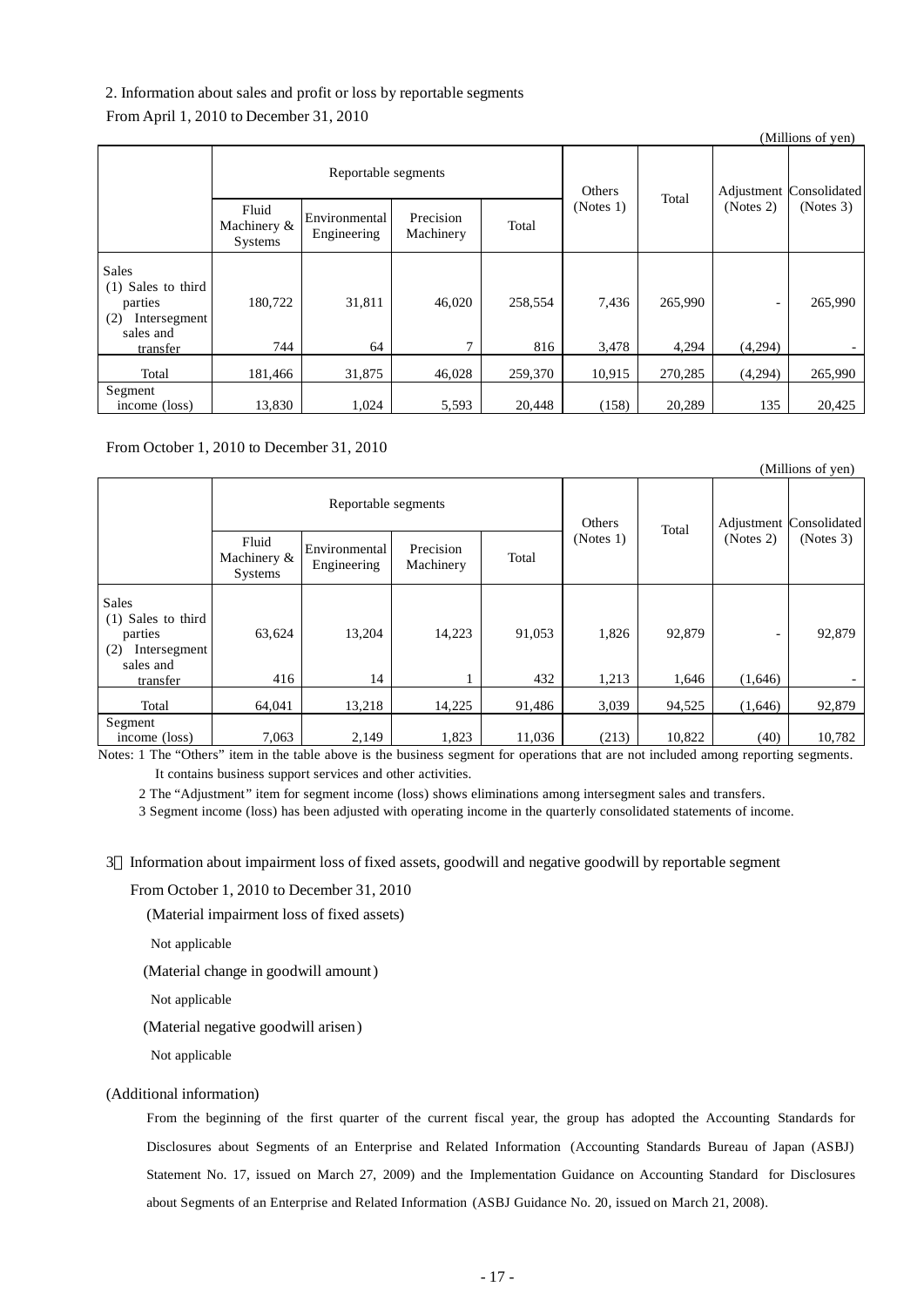2. Information about sales and profit or loss by reportable segments

From April 1, 2010 to December 31, 2010

(Millions of yen)

| | Reportable segments | | | | Others (Notes 1) | Total | Adjustment (Notes 2) | Consolidated (Notes 3) |
|---|---|---|---|---|---|---|---|---|
| | Fluid Machinery & Systems | Environmental Engineering | Precision Machinery | Total | | | | |
| Sales | | | | | | | | |
| (1) Sales to third parties | 180,722 | 31,811 | 46,020 | 258,554 | 7,436 | 265,990 | - | 265,990 |
| (2) Intersegment sales and transfer | 744 | 64 | 7 | 816 | 3,478 | 4,294 | (4,294) | - |
| Total | 181,466 | 31,875 | 46,028 | 259,370 | 10,915 | 270,285 | (4,294) | 265,990 |
| Segment income (loss) | 13,830 | 1,024 | 5,593 | 20,448 | (158) | 20,289 | 135 | 20,425 |

From October 1, 2010 to December 31, 2010

(Millions of yen)

| | Reportable segments | | | | Others (Notes 1) | Total | Adjustment (Notes 2) | Consolidated (Notes 3) |
|---|---|---|---|---|---|---|---|---|
| | Fluid Machinery & Systems | Environmental Engineering | Precision Machinery | Total | | | | |
| Sales | | | | | | | | |
| (1) Sales to third parties | 63,624 | 13,204 | 14,223 | 91,053 | 1,826 | 92,879 | - | 92,879 |
| (2) Intersegment sales and transfer | 416 | 14 | 1 | 432 | 1,213 | 1,646 | (1,646) | - |
| Total | 64,041 | 13,218 | 14,225 | 91,486 | 3,039 | 94,525 | (1,646) | 92,879 |
| Segment income (loss) | 7,063 | 2,149 | 1,823 | 11,036 | (213) | 10,822 | (40) | 10,782 |

Notes: 1 The "Others" item in the table above is the business segment for operations that are not included among reporting segments. It contains business support services and other activities.

2 The "Adjustment" item for segment income (loss) shows eliminations among intersegment sales and transfers.

3 Segment income (loss) has been adjusted with operating income in the quarterly consolidated statements of income.

3．Information about impairment loss of fixed assets, goodwill and negative goodwill by reportable segment

From October 1, 2010 to December 31, 2010

(Material impairment loss of fixed assets)

Not applicable

(Material change in goodwill amount)

Not applicable

(Material negative goodwill arisen)

Not applicable

(Additional information)

From the beginning of the first quarter of the current fiscal year, the group has adopted the Accounting Standards for Disclosures about Segments of an Enterprise and Related Information (Accounting Standards Bureau of Japan (ASBJ) Statement No. 17, issued on March 27, 2009) and the Implementation Guidance on Accounting Standard for Disclosures about Segments of an Enterprise and Related Information (ASBJ Guidance No. 20, issued on March 21, 2008).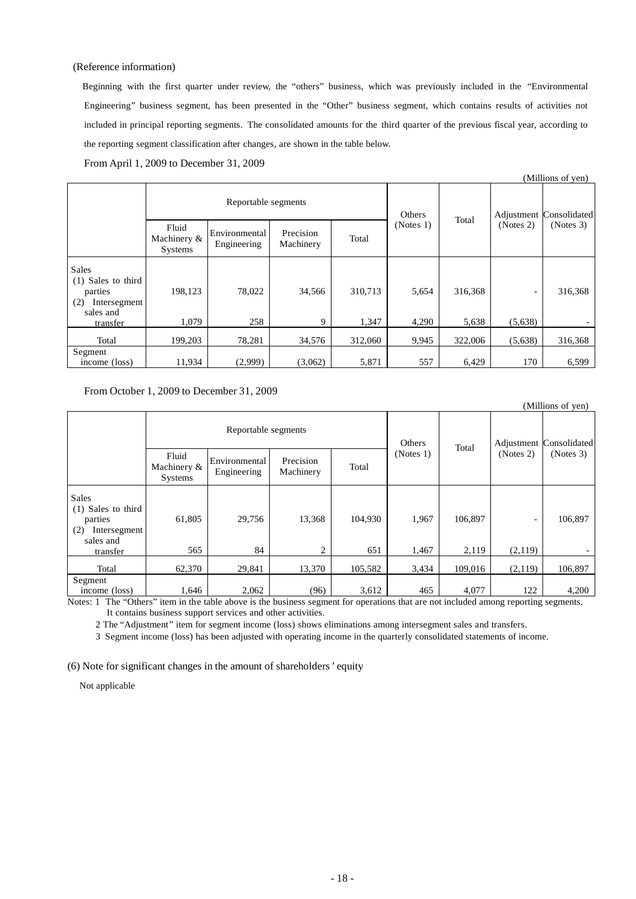(Reference information)

Beginning with the first quarter under review, the "others" business, which was previously included in the "Environmental Engineering" business segment, has been presented in the "Other" business segment, which contains results of activities not included in principal reporting segments. The consolidated amounts for the third quarter of the previous fiscal year, according to the reporting segment classification after changes, are shown in the table below.

From April 1, 2009 to December 31, 2009

(Millions of yen)

| | Reportable segments | | | | Others (Notes 1) | Total | Adjustment (Notes 2) | Consolidated (Notes 3) |
|---|---|---|---|---|---|---|---|---|
| | Fluid Machinery & Systems | Environmental Engineering | Precision Machinery | Total | | | | |
| Sales | | | | | | | | |
| (1) Sales to third parties | 198,123 | 78,022 | 34,566 | 310,713 | 5,654 | 316,368 | - | 316,368 |
| (2) Intersegment sales and transfer | 1,079 | 258 | 9 | 1,347 | 4,290 | 5,638 | (5,638) | - |
| Total | 199,203 | 78,281 | 34,576 | 312,060 | 9,945 | 322,006 | (5,638) | 316,368 |
| Segment income (loss) | 11,934 | (2,999) | (3,062) | 5,871 | 557 | 6,429 | 170 | 6,599 |

From October 1, 2009 to December 31, 2009

(Millions of yen)

| | Reportable segments | | | | Others (Notes 1) | Total | Adjustment (Notes 2) | Consolidated (Notes 3) |
|---|---|---|---|---|---|---|---|---|
| | Fluid Machinery & Systems | Environmental Engineering | Precision Machinery | Total | | | | |
| Sales | | | | | | | | |
| (1) Sales to third parties | 61,805 | 29,756 | 13,368 | 104,930 | 1,967 | 106,897 | - | 106,897 |
| (2) Intersegment sales and transfer | 565 | 84 | 2 | 651 | 1,467 | 2,119 | (2,119) | - |
| Total | 62,370 | 29,841 | 13,370 | 105,582 | 3,434 | 109,016 | (2,119) | 106,897 |
| Segment income (loss) | 1,646 | 2,062 | (96) | 3,612 | 465 | 4,077 | 122 | 4,200 |

Notes: 1 The "Others" item in the table above is the business segment for operations that are not included among reporting segments. It contains business support services and other activities.

2 The "Adjustment" item for segment income (loss) shows eliminations among intersegment sales and transfers.

3 Segment income (loss) has been adjusted with operating income in the quarterly consolidated statements of income.

(6) Note for significant changes in the amount of shareholders' equity

Not applicable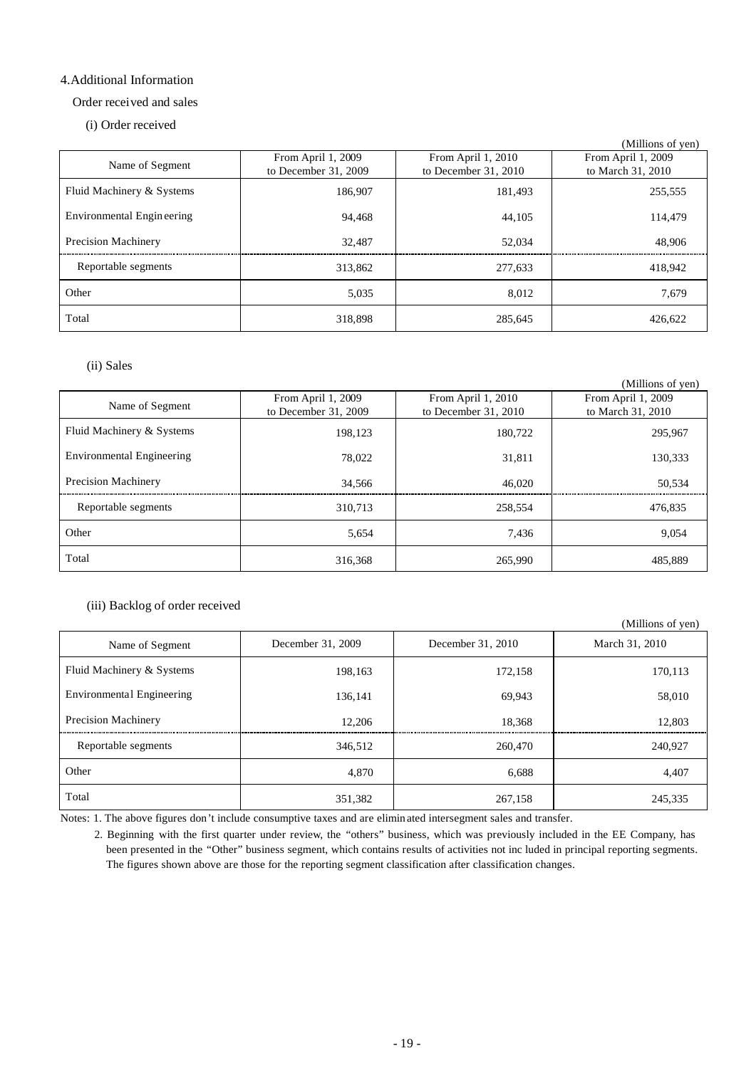## 4.Additional Information

Order received and sales

(i) Order received

(Millions of yen)

| Name of Segment | From April 1, 2009 to December 31, 2009 | From April 1, 2010 to December 31, 2010 | From April 1, 2009 to March 31, 2010 |
|---|---|---|---|
| Fluid Machinery & Systems | 186,907 | 181,493 | 255,555 |
| Environmental Engineering | 94,468 | 44,105 | 114,479 |
| Precision Machinery | 32,487 | 52,034 | 48,906 |
| Reportable segments | 313,862 | 277,633 | 418,942 |
| Other | 5,035 | 8,012 | 7,679 |
| Total | 318,898 | 285,645 | 426,622 |

(ii) Sales

(Millions of yen)

| Name of Segment | From April 1, 2009 to December 31, 2009 | From April 1, 2010 to December 31, 2010 | From April 1, 2009 to March 31, 2010 |
|---|---|---|---|
| Fluid Machinery & Systems | 198,123 | 180,722 | 295,967 |
| Environmental Engineering | 78,022 | 31,811 | 130,333 |
| Precision Machinery | 34,566 | 46,020 | 50,534 |
| Reportable segments | 310,713 | 258,554 | 476,835 |
| Other | 5,654 | 7,436 | 9,054 |
| Total | 316,368 | 265,990 | 485,889 |

(iii) Backlog of order received

(Millions of yen)

| Name of Segment | December 31, 2009 | December 31, 2010 | March 31, 2010 |
|---|---|---|---|
| Fluid Machinery & Systems | 198,163 | 172,158 | 170,113 |
| Environmental Engineering | 136,141 | 69,943 | 58,010 |
| Precision Machinery | 12,206 | 18,368 | 12,803 |
| Reportable segments | 346,512 | 260,470 | 240,927 |
| Other | 4,870 | 6,688 | 4,407 |
| Total | 351,382 | 267,158 | 245,335 |

Notes: 1. The above figures don't include consumptive taxes and are eliminated intersegment sales and transfer.

2. Beginning with the first quarter under review, the "others" business, which was previously included in the EE Company, has been presented in the "Other" business segment, which contains results of activities not included in principal reporting segments. The figures shown above are those for the reporting segment classification after classification changes.